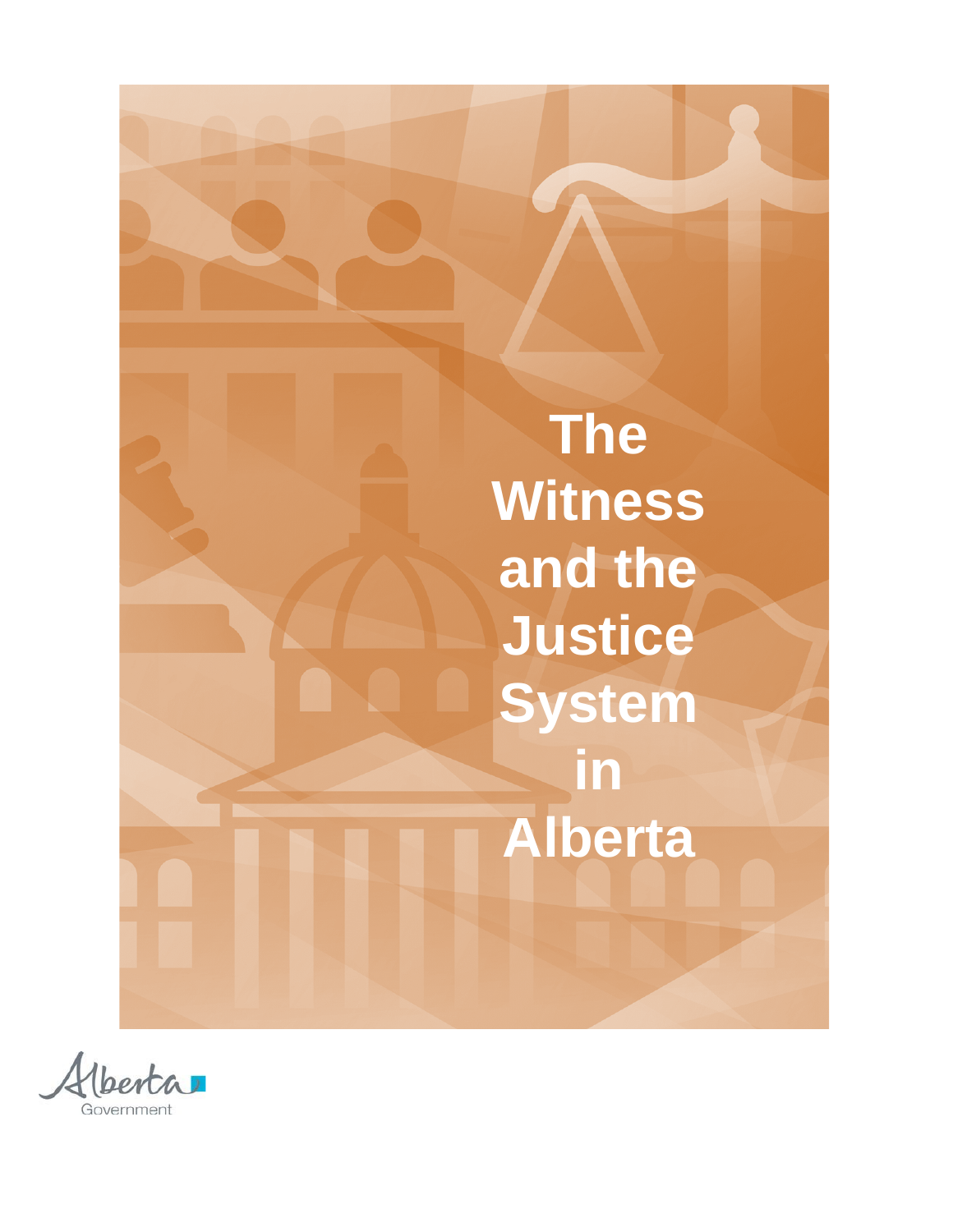# The Witness and the Justice System in Alberta

Alberta Government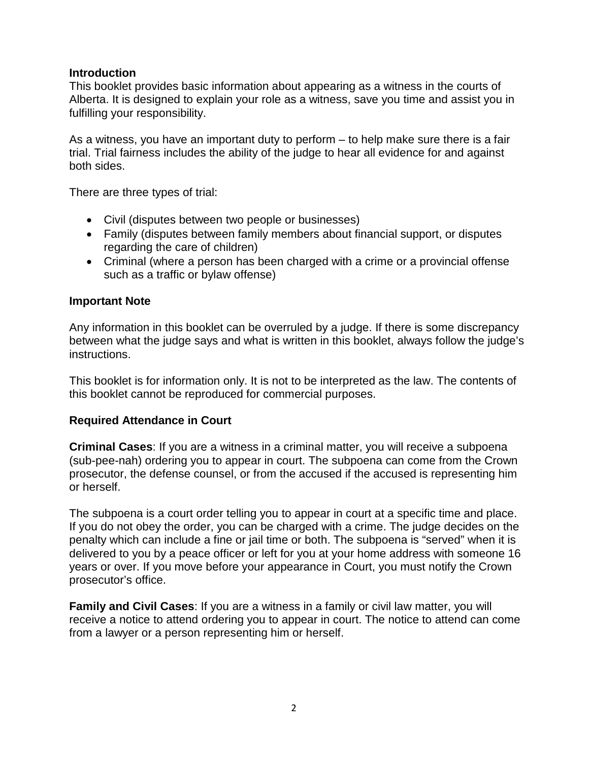## Introduction

This booklet provides basic information about appearing as a witness in the courts of Alberta. It is designed to explain your role as a witness, save you time and assist you in fulfilling your responsibility.

As a witness, you have an important duty to perform – to help make sure there is a fair trial. Trial fairness includes the ability of the judge to hear all evidence for and against both sides.

There are three types of trial:

- Civil (disputes between two people or businesses)
- Family (disputes between family members about financial support, or disputes regarding the care of children)
- Criminal (where a person has been charged with a crime or a provincial offense such as a traffic or bylaw offense)

## Important Note

Any information in this booklet can be overruled by a judge. If there is some discrepancy between what the judge says and what is written in this booklet, always follow the judge's instructions.

This booklet is for information only. It is not to be interpreted as the law. The contents of this booklet cannot be reproduced for commercial purposes.

## Required Attendance in Court

**Criminal Cases**: If you are a witness in a criminal matter, you will receive a subpoena (sub-pee-nah) ordering you to appear in court. The subpoena can come from the Crown prosecutor, the defense counsel, or from the accused if the accused is representing him or herself.

The subpoena is a court order telling you to appear in court at a specific time and place. If you do not obey the order, you can be charged with a crime. The judge decides on the penalty which can include a fine or jail time or both. The subpoena is "served" when it is delivered to you by a peace officer or left for you at your home address with someone 16 years or over. If you move before your appearance in Court, you must notify the Crown prosecutor's office.

**Family and Civil Cases**: If you are a witness in a family or civil law matter, you will receive a notice to attend ordering you to appear in court. The notice to attend can come from a lawyer or a person representing him or herself.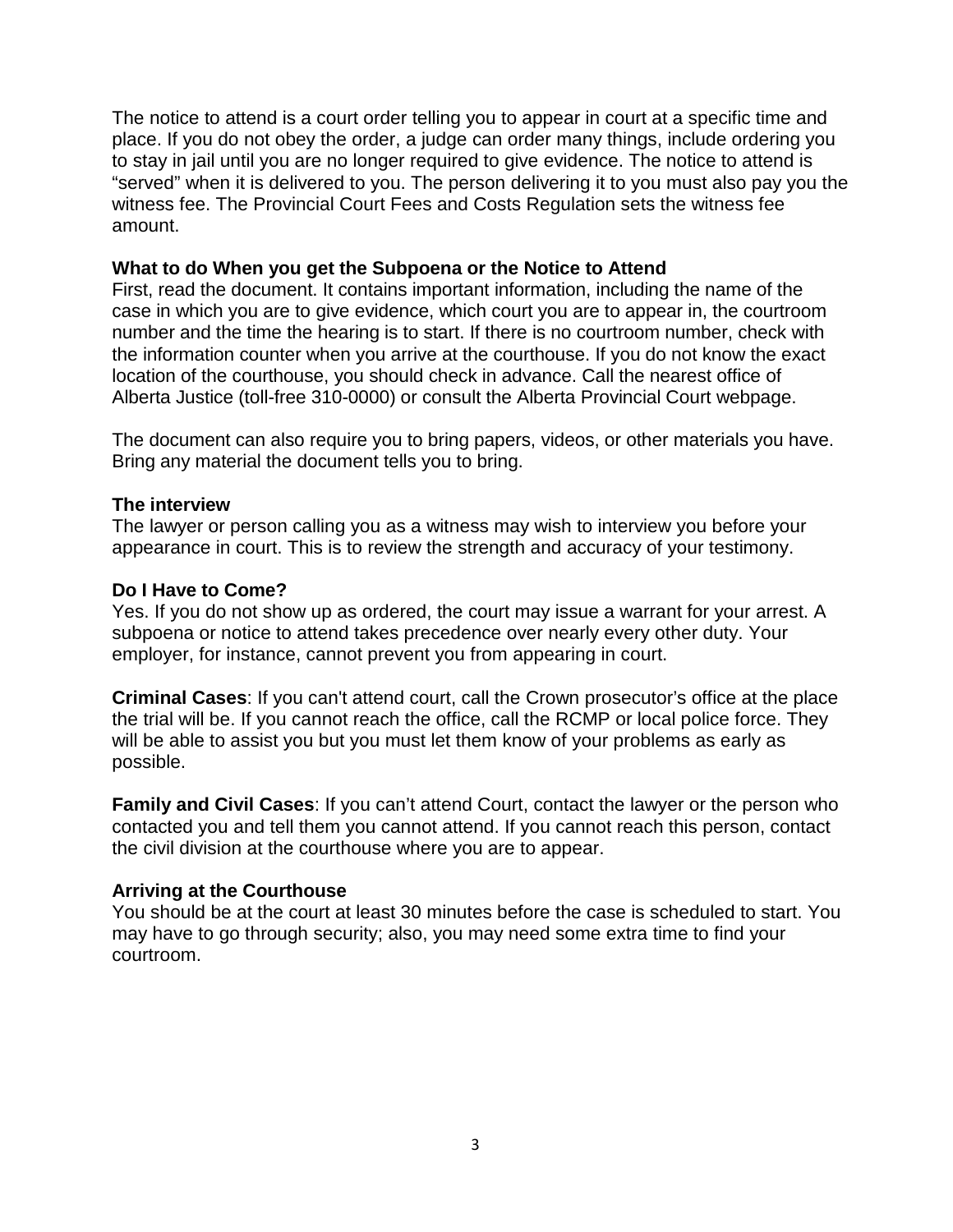The notice to attend is a court order telling you to appear in court at a specific time and place. If you do not obey the order, a judge can order many things, include ordering you to stay in jail until you are no longer required to give evidence. The notice to attend is "served" when it is delivered to you. The person delivering it to you must also pay you the witness fee. The Provincial Court Fees and Costs Regulation sets the witness fee amount.

**What to do When you get the Subpoena or the Notice to Attend**

First, read the document. It contains important information, including the name of the case in which you are to give evidence, which court you are to appear in, the courtroom number and the time the hearing is to start. If there is no courtroom number, check with the information counter when you arrive at the courthouse. If you do not know the exact location of the courthouse, you should check in advance. Call the nearest office of Alberta Justice (toll-free 310-0000) or consult the Alberta Provincial Court webpage.

The document can also require you to bring papers, videos, or other materials you have. Bring any material the document tells you to bring.

**The interview**

The lawyer or person calling you as a witness may wish to interview you before your appearance in court. This is to review the strength and accuracy of your testimony.

**Do I Have to Come?**

Yes. If you do not show up as ordered, the court may issue a warrant for your arrest. A subpoena or notice to attend takes precedence over nearly every other duty. Your employer, for instance, cannot prevent you from appearing in court.

**Criminal Cases**: If you can't attend court, call the Crown prosecutor's office at the place the trial will be. If you cannot reach the office, call the RCMP or local police force. They will be able to assist you but you must let them know of your problems as early as possible.

**Family and Civil Cases**: If you can't attend Court, contact the lawyer or the person who contacted you and tell them you cannot attend. If you cannot reach this person, contact the civil division at the courthouse where you are to appear.

**Arriving at the Courthouse**

You should be at the court at least 30 minutes before the case is scheduled to start. You may have to go through security; also, you may need some extra time to find your courtroom.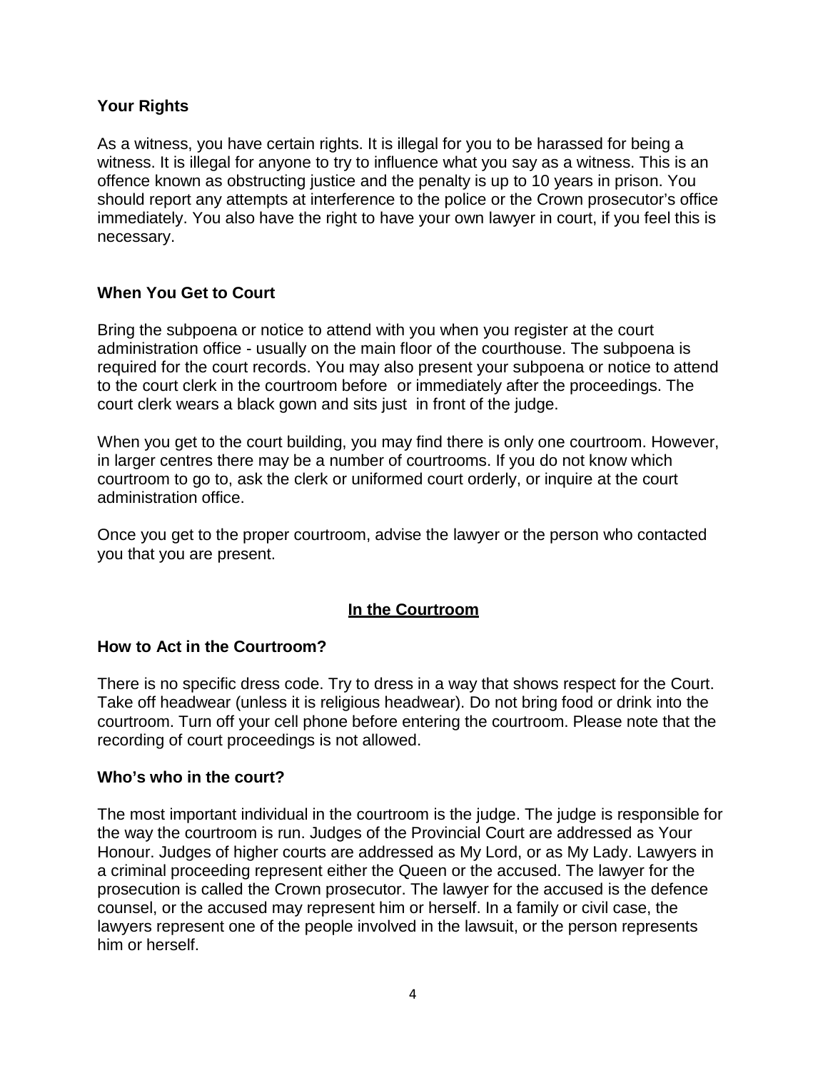### Your Rights

As a witness, you have certain rights. It is illegal for you to be harassed for being a witness. It is illegal for anyone to try to influence what you say as a witness. This is an offence known as obstructing justice and the penalty is up to 10 years in prison. You should report any attempts at interference to the police or the Crown prosecutor's office immediately. You also have the right to have your own lawyer in court, if you feel this is necessary.

### When You Get to Court

Bring the subpoena or notice to attend with you when you register at the court administration office - usually on the main floor of the courthouse. The subpoena is required for the court records. You may also present your subpoena or notice to attend to the court clerk in the courtroom before or immediately after the proceedings. The court clerk wears a black gown and sits just in front of the judge.

When you get to the court building, you may find there is only one courtroom. However, in larger centres there may be a number of courtrooms. If you do not know which courtroom to go to, ask the clerk or uniformed court orderly, or inquire at the court administration office.

Once you get to the proper courtroom, advise the lawyer or the person who contacted you that you are present.

## In the Courtroom

### How to Act in the Courtroom?

There is no specific dress code. Try to dress in a way that shows respect for the Court. Take off headwear (unless it is religious headwear). Do not bring food or drink into the courtroom. Turn off your cell phone before entering the courtroom. Please note that the recording of court proceedings is not allowed.

### Who's who in the court?

The most important individual in the courtroom is the judge. The judge is responsible for the way the courtroom is run. Judges of the Provincial Court are addressed as Your Honour. Judges of higher courts are addressed as My Lord, or as My Lady. Lawyers in a criminal proceeding represent either the Queen or the accused. The lawyer for the prosecution is called the Crown prosecutor. The lawyer for the accused is the defence counsel, or the accused may represent him or herself. In a family or civil case, the lawyers represent one of the people involved in the lawsuit, or the person represents him or herself.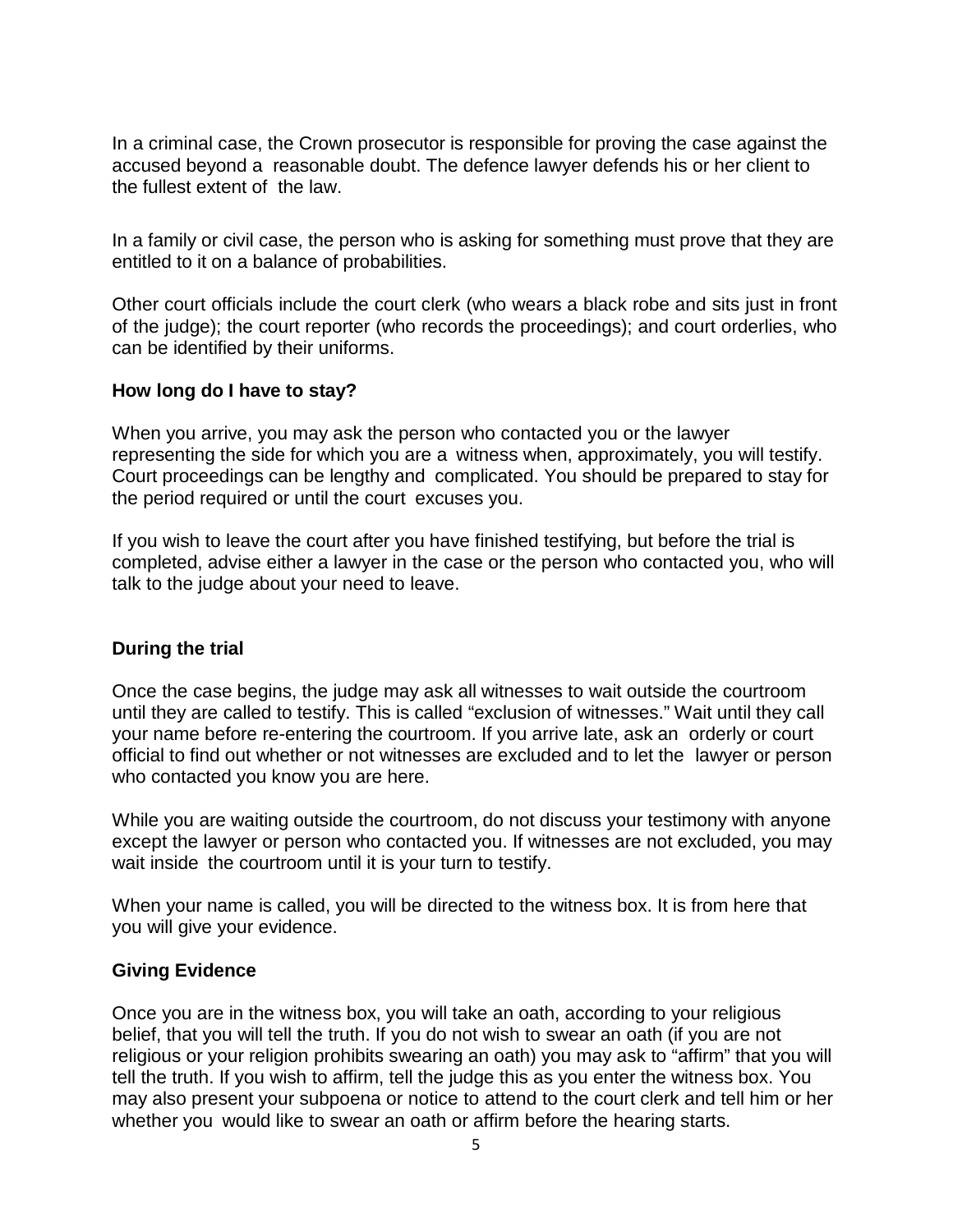In a criminal case, the Crown prosecutor is responsible for proving the case against the accused beyond a reasonable doubt. The defence lawyer defends his or her client to the fullest extent of the law.

In a family or civil case, the person who is asking for something must prove that they are entitled to it on a balance of probabilities.

Other court officials include the court clerk (who wears a black robe and sits just in front of the judge); the court reporter (who records the proceedings); and court orderlies, who can be identified by their uniforms.

**How long do I have to stay?**

When you arrive, you may ask the person who contacted you or the lawyer representing the side for which you are a witness when, approximately, you will testify. Court proceedings can be lengthy and complicated. You should be prepared to stay for the period required or until the court excuses you.

If you wish to leave the court after you have finished testifying, but before the trial is completed, advise either a lawyer in the case or the person who contacted you, who will talk to the judge about your need to leave.

**During the trial**

Once the case begins, the judge may ask all witnesses to wait outside the courtroom until they are called to testify. This is called "exclusion of witnesses." Wait until they call your name before re-entering the courtroom. If you arrive late, ask an orderly or court official to find out whether or not witnesses are excluded and to let the lawyer or person who contacted you know you are here.

While you are waiting outside the courtroom, do not discuss your testimony with anyone except the lawyer or person who contacted you. If witnesses are not excluded, you may wait inside the courtroom until it is your turn to testify.

When your name is called, you will be directed to the witness box. It is from here that you will give your evidence.

**Giving Evidence**

Once you are in the witness box, you will take an oath, according to your religious belief, that you will tell the truth. If you do not wish to swear an oath (if you are not religious or your religion prohibits swearing an oath) you may ask to "affirm" that you will tell the truth. If you wish to affirm, tell the judge this as you enter the witness box. You may also present your subpoena or notice to attend to the court clerk and tell him or her whether you would like to swear an oath or affirm before the hearing starts.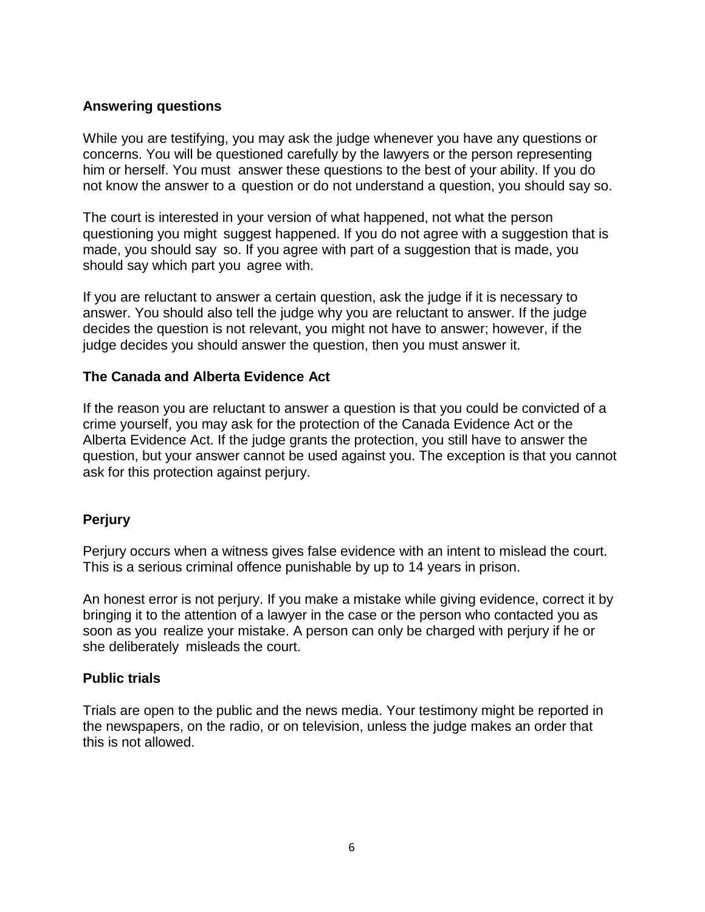### Answering questions

While you are testifying, you may ask the judge whenever you have any questions or concerns. You will be questioned carefully by the lawyers or the person representing him or herself. You must answer these questions to the best of your ability. If you do not know the answer to a question or do not understand a question, you should say so.

The court is interested in your version of what happened, not what the person questioning you might suggest happened. If you do not agree with a suggestion that is made, you should say so. If you agree with part of a suggestion that is made, you should say which part you agree with.

If you are reluctant to answer a certain question, ask the judge if it is necessary to answer. You should also tell the judge why you are reluctant to answer. If the judge decides the question is not relevant, you might not have to answer; however, if the judge decides you should answer the question, then you must answer it.

### The Canada and Alberta Evidence Act

If the reason you are reluctant to answer a question is that you could be convicted of a crime yourself, you may ask for the protection of the Canada Evidence Act or the Alberta Evidence Act. If the judge grants the protection, you still have to answer the question, but your answer cannot be used against you. The exception is that you cannot ask for this protection against perjury.

### Perjury

Perjury occurs when a witness gives false evidence with an intent to mislead the court. This is a serious criminal offence punishable by up to 14 years in prison.

An honest error is not perjury. If you make a mistake while giving evidence, correct it by bringing it to the attention of a lawyer in the case or the person who contacted you as soon as you realize your mistake. A person can only be charged with perjury if he or she deliberately misleads the court.

### Public trials

Trials are open to the public and the news media. Your testimony might be reported in the newspapers, on the radio, or on television, unless the judge makes an order that this is not allowed.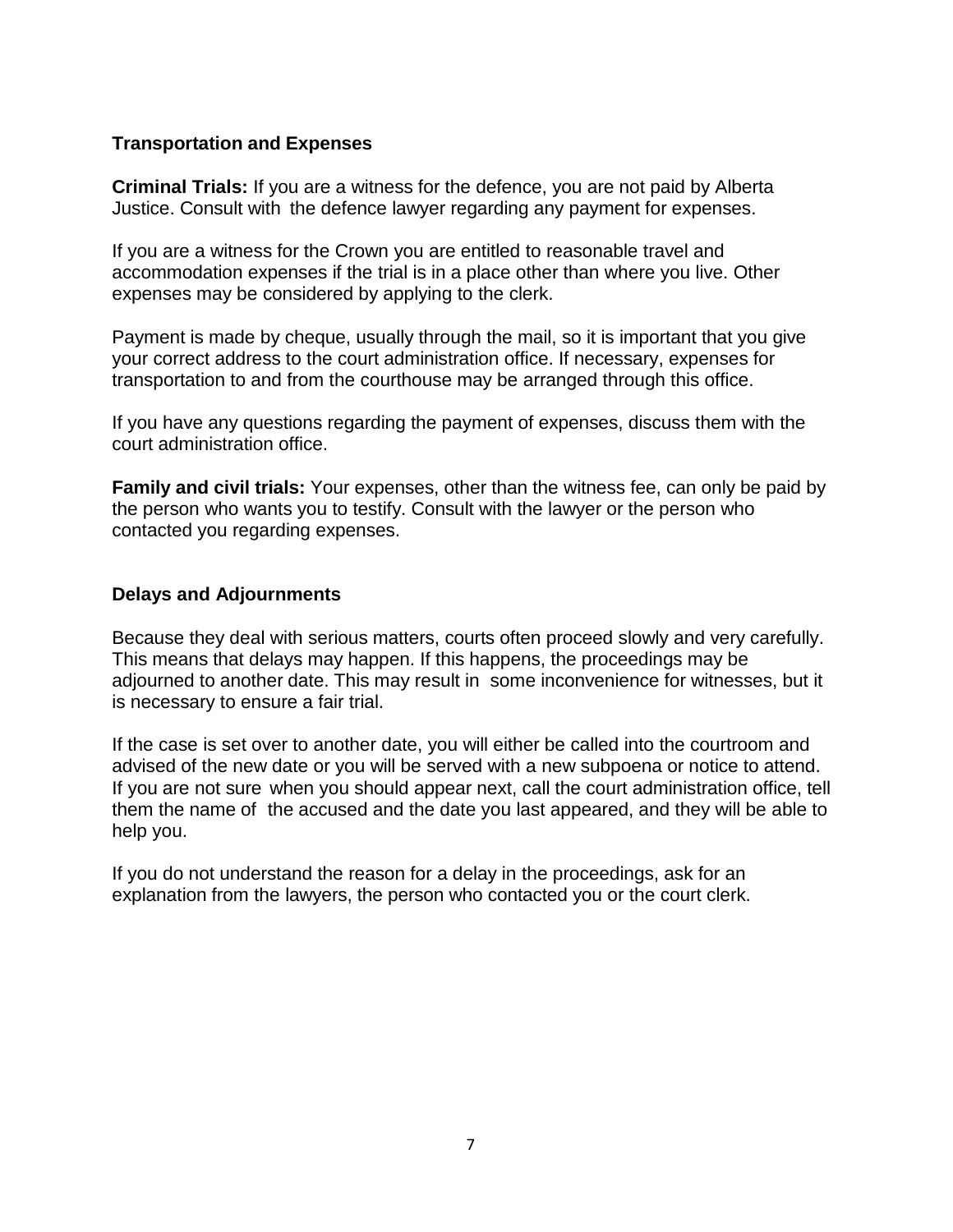## Transportation and Expenses

**Criminal Trials:** If you are a witness for the defence, you are not paid by Alberta Justice. Consult with the defence lawyer regarding any payment for expenses.

If you are a witness for the Crown you are entitled to reasonable travel and accommodation expenses if the trial is in a place other than where you live. Other expenses may be considered by applying to the clerk.

Payment is made by cheque, usually through the mail, so it is important that you give your correct address to the court administration office. If necessary, expenses for transportation to and from the courthouse may be arranged through this office.

If you have any questions regarding the payment of expenses, discuss them with the court administration office.

**Family and civil trials:** Your expenses, other than the witness fee, can only be paid by the person who wants you to testify. Consult with the lawyer or the person who contacted you regarding expenses.

## Delays and Adjournments

Because they deal with serious matters, courts often proceed slowly and very carefully. This means that delays may happen. If this happens, the proceedings may be adjourned to another date. This may result in some inconvenience for witnesses, but it is necessary to ensure a fair trial.

If the case is set over to another date, you will either be called into the courtroom and advised of the new date or you will be served with a new subpoena or notice to attend. If you are not sure when you should appear next, call the court administration office, tell them the name of the accused and the date you last appeared, and they will be able to help you.

If you do not understand the reason for a delay in the proceedings, ask for an explanation from the lawyers, the person who contacted you or the court clerk.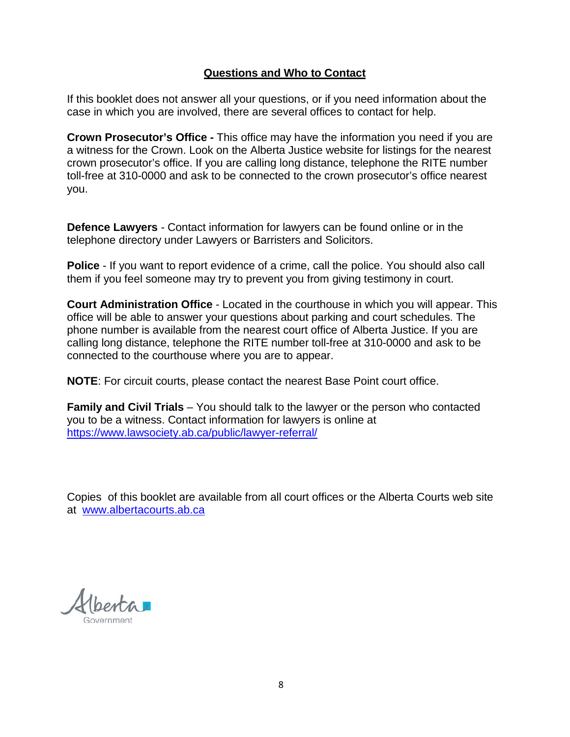## Questions and Who to Contact

If this booklet does not answer all your questions, or if you need information about the case in which you are involved, there are several offices to contact for help.

**Crown Prosecutor's Office -** This office may have the information you need if you are a witness for the Crown. Look on the Alberta Justice website for listings for the nearest crown prosecutor's office. If you are calling long distance, telephone the RITE number toll-free at 310-0000 and ask to be connected to the crown prosecutor's office nearest you.

**Defence Lawyers** - Contact information for lawyers can be found online or in the telephone directory under Lawyers or Barristers and Solicitors.

**Police** - If you want to report evidence of a crime, call the police. You should also call them if you feel someone may try to prevent you from giving testimony in court.

**Court Administration Office** - Located in the courthouse in which you will appear. This office will be able to answer your questions about parking and court schedules. The phone number is available from the nearest court office of Alberta Justice. If you are calling long distance, telephone the RITE number toll-free at 310-0000 and ask to be connected to the courthouse where you are to appear.

**NOTE**: For circuit courts, please contact the nearest Base Point court office.

**Family and Civil Trials** – You should talk to the lawyer or the person who contacted you to be a witness. Contact information for lawyers is online at https://www.lawsociety.ab.ca/public/lawyer-referral/

Copies of this booklet are available from all court offices or the Alberta Courts web site at www.albertacourts.ab.ca

Alberta Government